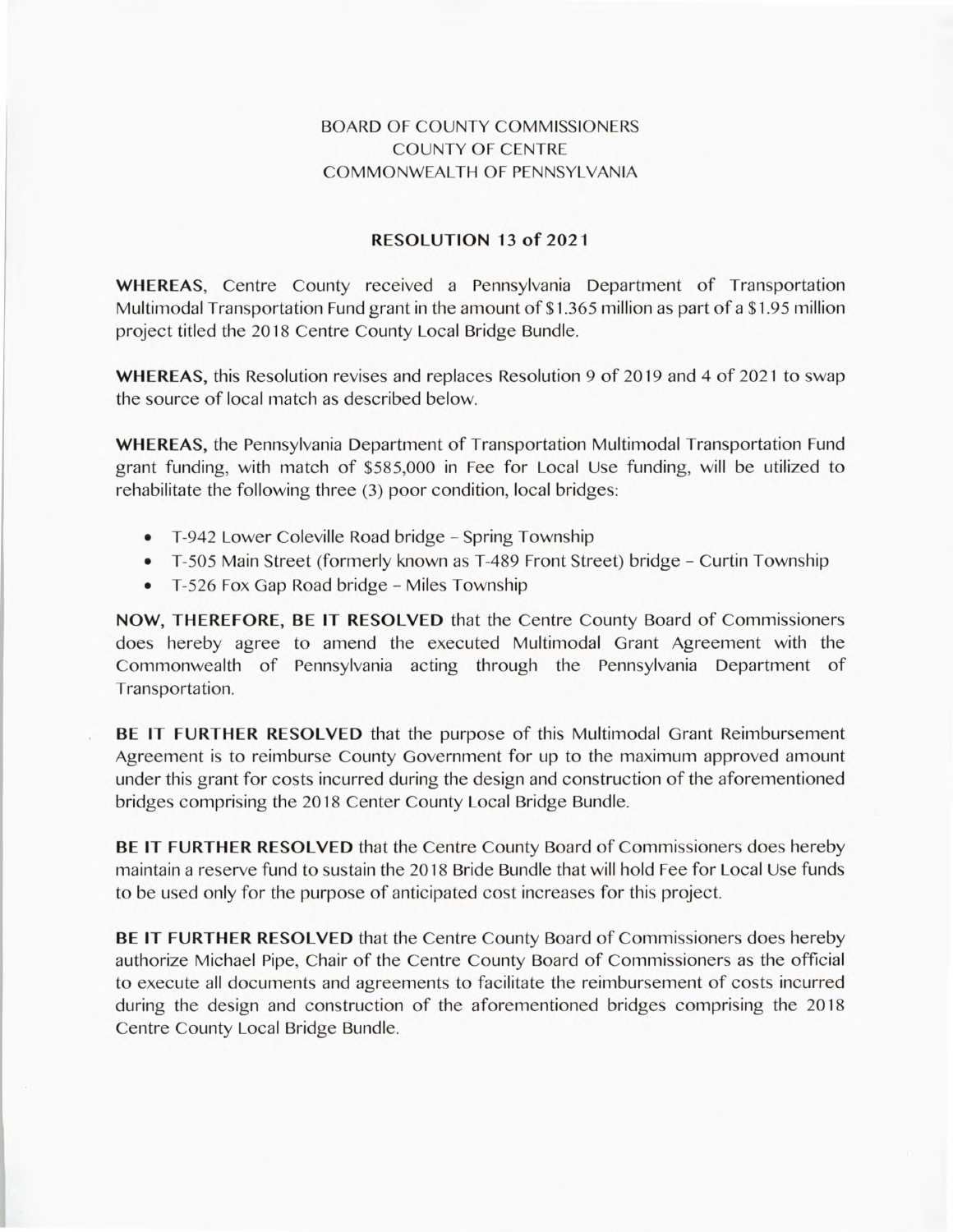BOARD OF COUNTY COMMISSIONERS
COUNTY OF CENTRE
COMMONWEALTH OF PENNSYLVANIA

## RESOLUTION 13 of 2021

**WHEREAS**, Centre County received a Pennsylvania Department of Transportation Multimodal Transportation Fund grant in the amount of $1.365 million as part of a $1.95 million project titled the 2018 Centre County Local Bridge Bundle.

**WHEREAS,** this Resolution revises and replaces Resolution 9 of 2019 and 4 of 2021 to swap the source of local match as described below.

**WHEREAS,** the Pennsylvania Department of Transportation Multimodal Transportation Fund grant funding, with match of $585,000 in Fee for Local Use funding, will be utilized to rehabilitate the following three (3) poor condition, local bridges:

- T-942 Lower Coleville Road bridge – Spring Township
- T-505 Main Street (formerly known as T-489 Front Street) bridge – Curtin Township
- T-526 Fox Gap Road bridge – Miles Township

**NOW, THEREFORE, BE IT RESOLVED** that the Centre County Board of Commissioners does hereby agree to amend the executed Multimodal Grant Agreement with the Commonwealth of Pennsylvania acting through the Pennsylvania Department of Transportation.

**BE IT FURTHER RESOLVED** that the purpose of this Multimodal Grant Reimbursement Agreement is to reimburse County Government for up to the maximum approved amount under this grant for costs incurred during the design and construction of the aforementioned bridges comprising the 2018 Center County Local Bridge Bundle.

**BE IT FURTHER RESOLVED** that the Centre County Board of Commissioners does hereby maintain a reserve fund to sustain the 2018 Bride Bundle that will hold Fee for Local Use funds to be used only for the purpose of anticipated cost increases for this project.

**BE IT FURTHER RESOLVED** that the Centre County Board of Commissioners does hereby authorize Michael Pipe, Chair of the Centre County Board of Commissioners as the official to execute all documents and agreements to facilitate the reimbursement of costs incurred during the design and construction of the aforementioned bridges comprising the 2018 Centre County Local Bridge Bundle.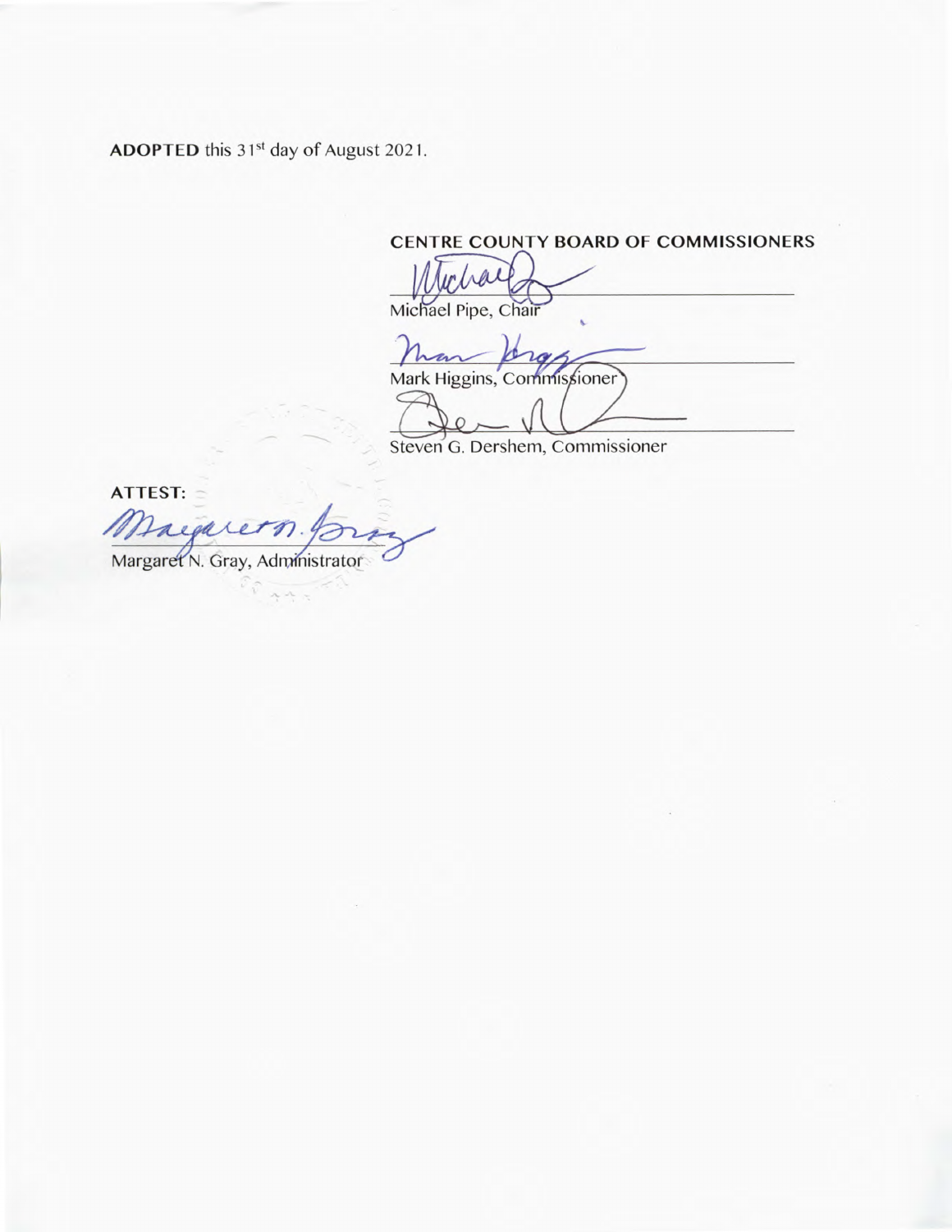**ADOPTED** this 31st day of August 2021.

**CENTRE COUNTY BOARD OF COMMISSIONERS**

Michael Pipe, Chair

Mark Higgins, Commissioner

Steven G. Dershem, Commissioner

**ATTEST:**

Margaret N. Gray, Administrator